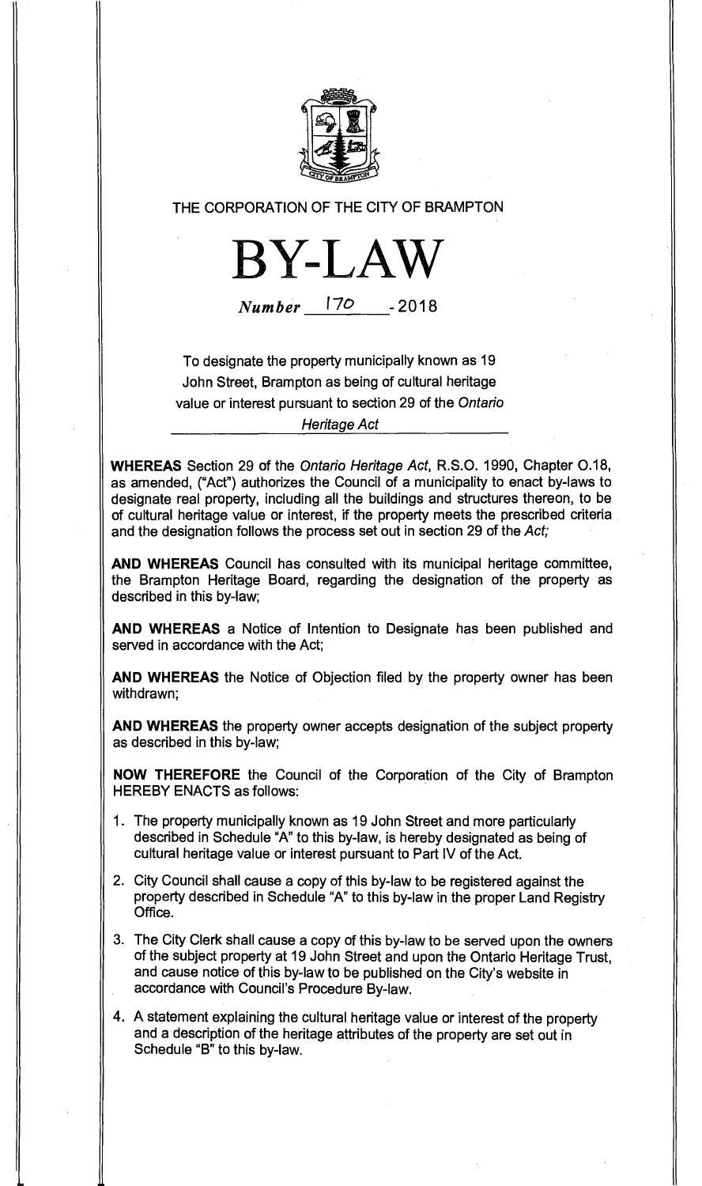THE CORPORATION OF THE CITY OF BRAMPTON

# BY-LAW

*Number* 170 - 2018

To designate the property municipally known as 19 John Street, Brampton as being of cultural heritage value or interest pursuant to section 29 of the *Ontario Heritage Act*

**WHEREAS** Section 29 of the *Ontario Heritage Act*, R.S.O. 1990, Chapter O.18, as amended, ("Act") authorizes the Council of a municipality to enact by-laws to designate real property, including all the buildings and structures thereon, to be of cultural heritage value or interest, if the property meets the prescribed criteria and the designation follows the process set out in section 29 of the *Act;*

**AND WHEREAS** Council has consulted with its municipal heritage committee, the Brampton Heritage Board, regarding the designation of the property as described in this by-law;

**AND WHEREAS** a Notice of Intention to Designate has been published and served in accordance with the Act;

**AND WHEREAS** the Notice of Objection filed by the property owner has been withdrawn;

**AND WHEREAS** the property owner accepts designation of the subject property as described in this by-law;

**NOW THEREFORE** the Council of the Corporation of the City of Brampton HEREBY ENACTS as follows:

1. The property municipally known as 19 John Street and more particularly described in Schedule "A" to this by-law, is hereby designated as being of cultural heritage value or interest pursuant to Part IV of the Act.
2. City Council shall cause a copy of this by-law to be registered against the property described in Schedule "A" to this by-law in the proper Land Registry Office.
3. The City Clerk shall cause a copy of this by-law to be served upon the owners of the subject property at 19 John Street and upon the Ontario Heritage Trust, and cause notice of this by-law to be published on the City's website in accordance with Council's Procedure By-law.
4. A statement explaining the cultural heritage value or interest of the property and a description of the heritage attributes of the property are set out in Schedule "B" to this by-law.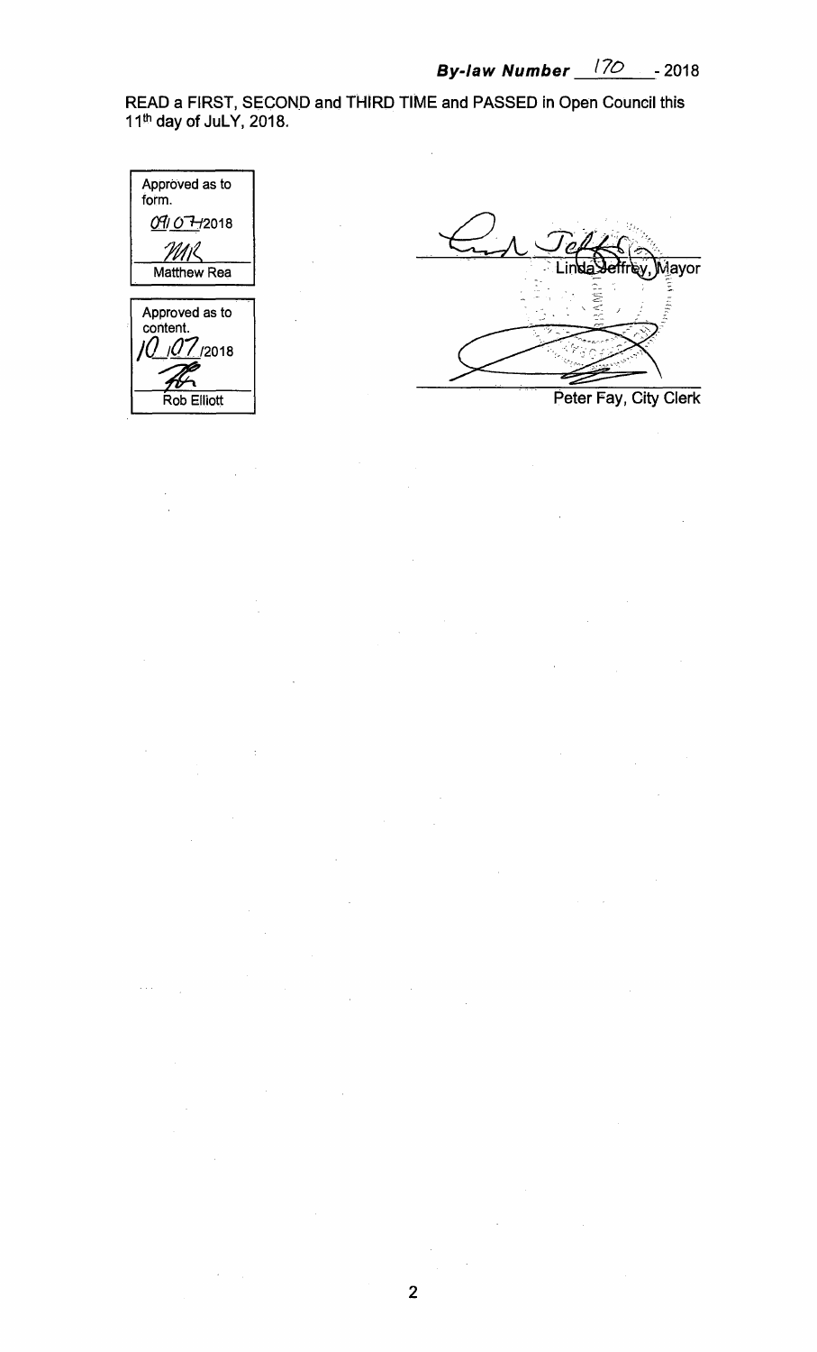***By-law Number*** 170 **- 2018**

READ a FIRST, SECOND and THIRD TIME and PASSED in Open Council this 11th day of JuLY, 2018.

Approved as to form.
09/07/2018
MR
Matthew Rea

Approved as to content.
10/07/2018
Rob Elliott

Linda Jeffrey, Mayor

Peter Fay, City Clerk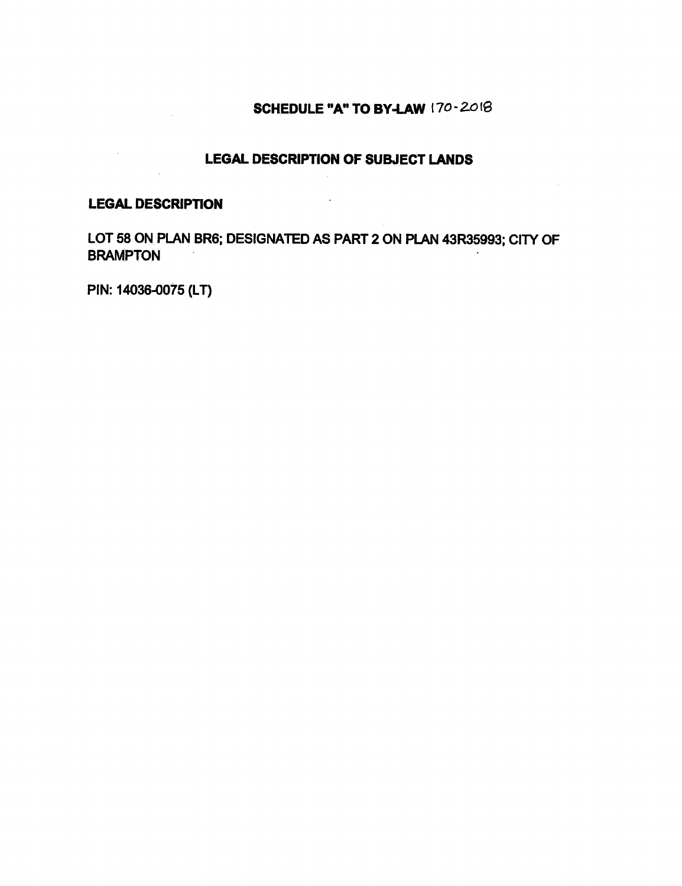# SCHEDULE "A" TO BY-LAW 170-2018

## LEGAL DESCRIPTION OF SUBJECT LANDS

### LEGAL DESCRIPTION

LOT 58 ON PLAN BR6; DESIGNATED AS PART 2 ON PLAN 43R35993; CITY OF BRAMPTON

PIN: 14036-0075 (LT)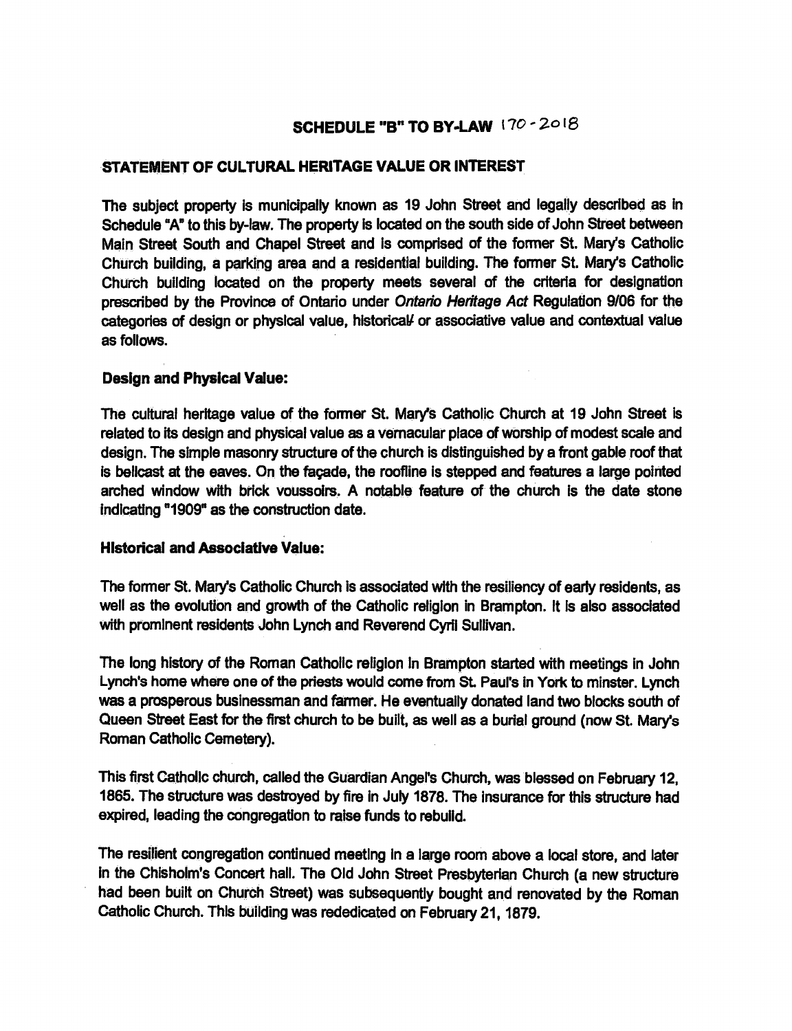## SCHEDULE "B" TO BY-LAW 170-2018

### STATEMENT OF CULTURAL HERITAGE VALUE OR INTEREST

The subject property is municipally known as 19 John Street and legally described as in Schedule "A" to this by-law. The property is located on the south side of John Street between Main Street South and Chapel Street and is comprised of the former St. Mary's Catholic Church building, a parking area and a residential building. The former St. Mary's Catholic Church building located on the property meets several of the criteria for designation prescribed by the Province of Ontario under *Ontario Heritage Act* Regulation 9/06 for the categories of design or physical value, historical/ or associative value and contextual value as follows.

#### Design and Physical Value:

The cultural heritage value of the former St. Mary's Catholic Church at 19 John Street is related to its design and physical value as a vernacular place of worship of modest scale and design. The simple masonry structure of the church is distinguished by a front gable roof that is bellcast at the eaves. On the façade, the roofline is stepped and features a large pointed arched window with brick voussoirs. A notable feature of the church is the date stone indicating "1909" as the construction date.

#### Historical and Associative Value:

The former St. Mary's Catholic Church is associated with the resiliency of early residents, as well as the evolution and growth of the Catholic religion in Brampton. It is also associated with prominent residents John Lynch and Reverend Cyril Sullivan.

The long history of the Roman Catholic religion in Brampton started with meetings in John Lynch's home where one of the priests would come from St. Paul's in York to minster. Lynch was a prosperous businessman and farmer. He eventually donated land two blocks south of Queen Street East for the first church to be built, as well as a burial ground (now St. Mary's Roman Catholic Cemetery).

This first Catholic church, called the Guardian Angel's Church, was blessed on February 12, 1865. The structure was destroyed by fire in July 1878. The insurance for this structure had expired, leading the congregation to raise funds to rebuild.

The resilient congregation continued meeting in a large room above a local store, and later in the Chisholm's Concert hall. The Old John Street Presbyterian Church (a new structure had been built on Church Street) was subsequently bought and renovated by the Roman Catholic Church. This building was rededicated on February 21, 1879.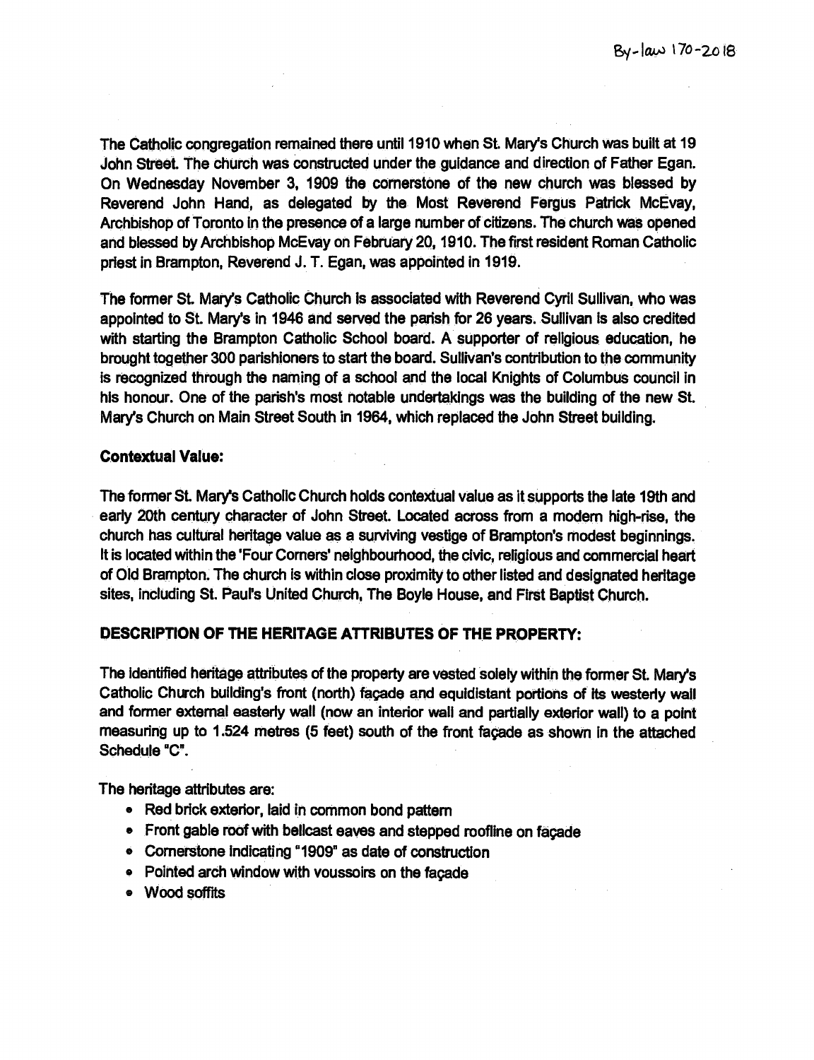The Catholic congregation remained there until 1910 when St. Mary's Church was built at 19 John Street. The church was constructed under the guidance and direction of Father Egan. On Wednesday November 3, 1909 the cornerstone of the new church was blessed by Reverend John Hand, as delegated by the Most Reverend Fergus Patrick McEvay, Archbishop of Toronto in the presence of a large number of citizens. The church was opened and blessed by Archbishop McEvay on February 20, 1910. The first resident Roman Catholic priest in Brampton, Reverend J. T. Egan, was appointed in 1919.

The former St. Mary's Catholic Church is associated with Reverend Cyril Sullivan, who was appointed to St. Mary's in 1946 and served the parish for 26 years. Sullivan is also credited with starting the Brampton Catholic School board. A supporter of religious education, he brought together 300 parishioners to start the board. Sullivan's contribution to the community is recognized through the naming of a school and the local Knights of Columbus council in his honour. One of the parish's most notable undertakings was the building of the new St. Mary's Church on Main Street South in 1964, which replaced the John Street building.

**Contextual Value:**

The former St. Mary's Catholic Church holds contextual value as it supports the late 19th and early 20th century character of John Street. Located across from a modern high-rise, the church has cultural heritage value as a surviving vestige of Brampton's modest beginnings. It is located within the 'Four Corners' neighbourhood, the civic, religious and commercial heart of Old Brampton. The church is within close proximity to other listed and designated heritage sites, including St. Paul's United Church, The Boyle House, and First Baptist Church.

**DESCRIPTION OF THE HERITAGE ATTRIBUTES OF THE PROPERTY:**

The identified heritage attributes of the property are vested solely within the former St. Mary's Catholic Church building's front (north) façade and equidistant portions of its westerly wall and former external easterly wall (now an interior wall and partially exterior wall) to a point measuring up to 1.524 metres (5 feet) south of the front façade as shown in the attached Schedule "C".

The heritage attributes are:

- Red brick exterior, laid in common bond pattern
- Front gable roof with bellcast eaves and stepped roofline on façade
- Cornerstone indicating "1909" as date of construction
- Pointed arch window with voussoirs on the façade
- Wood soffits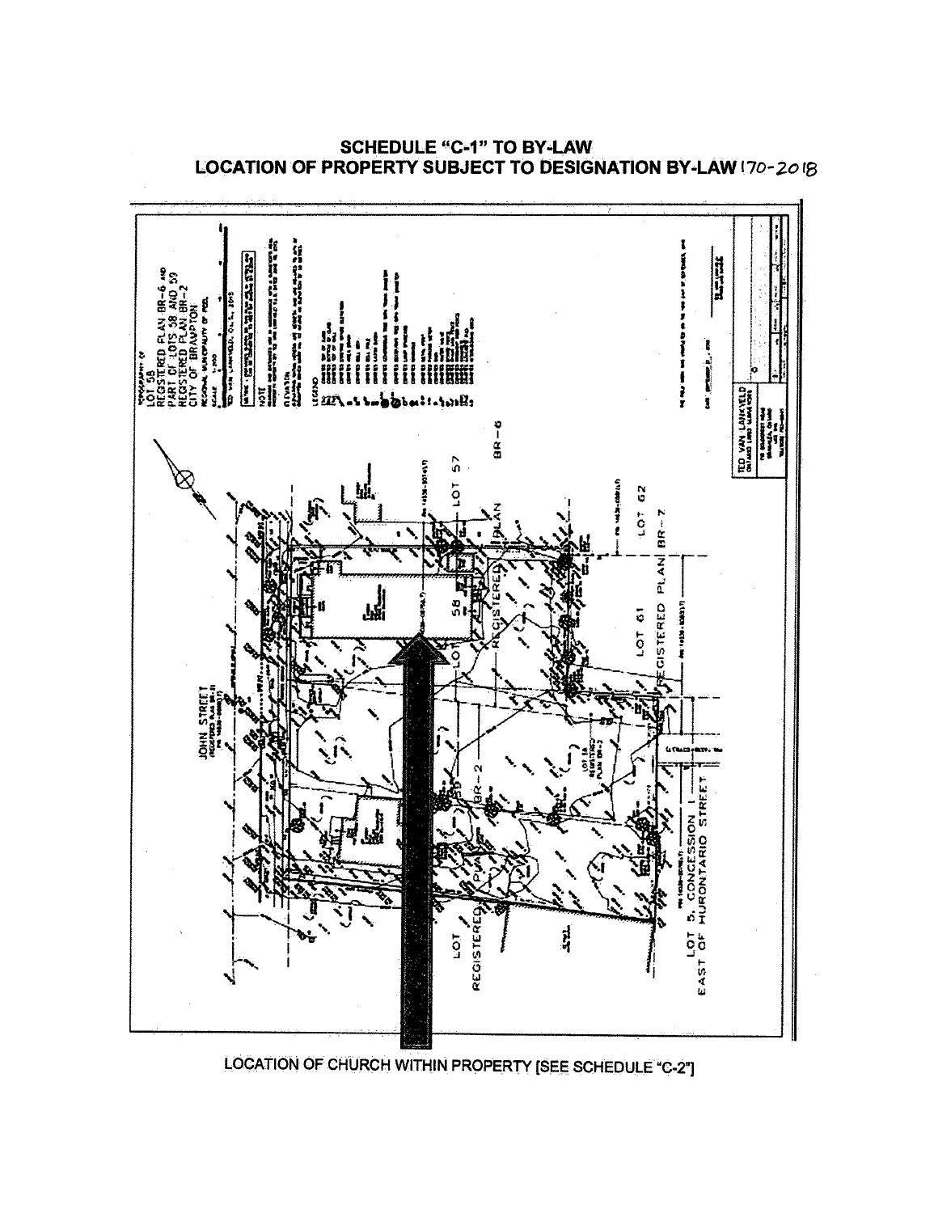## SCHEDULE "C-1" TO BY-LAW
## LOCATION OF PROPERTY SUBJECT TO DESIGNATION BY-LAW 170-2018

LOCATION OF CHURCH WITHIN PROPERTY [SEE SCHEDULE "C-2"]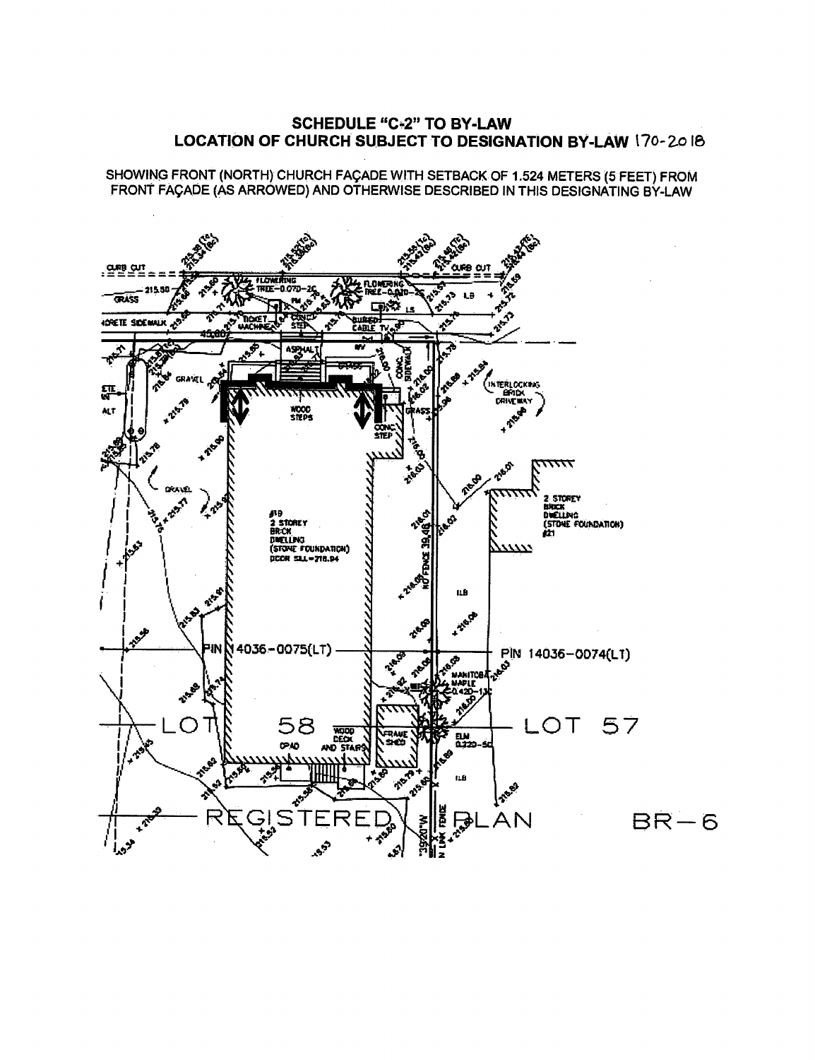## SCHEDULE "C-2" TO BY-LAW
## LOCATION OF CHURCH SUBJECT TO DESIGNATION BY-LAW 170-2018

SHOWING FRONT (NORTH) CHURCH FAÇADE WITH SETBACK OF 1.524 METERS (5 FEET) FROM FRONT FAÇADE (AS ARROWED) AND OTHERWISE DESCRIBED IN THIS DESIGNATING BY-LAW

CURB CUT

GRASS

CONCRETE SIDEWALK

FLOWERING TREE

TICKET MACHINE

CONC STEP

BURIED CABLE TV

ASPHALT

GRAVEL

WOOD STEPS

CONC SIDEWALK

CONC STEP

GRASS

INTERLOCKING BRICK DRIVEWAY

#19
2 STOREY
BRICK
DWELLING
(STONE FOUNDATION)
DOOR SILL=216.94

2 STOREY
BRICK
DWELLING
(STONE FOUNDATION)
#21

NO FENCE 39.49

PIN 14036-0075(LT)

PIN 14036-0074(LT)

MANITOBA MAPLE

LOT 58

LOT 57

WOOD DECK AND STAIRS

FRAME SHED

ELM

REGISTERED PLAN BR-6

CHAIN LINK FENCE